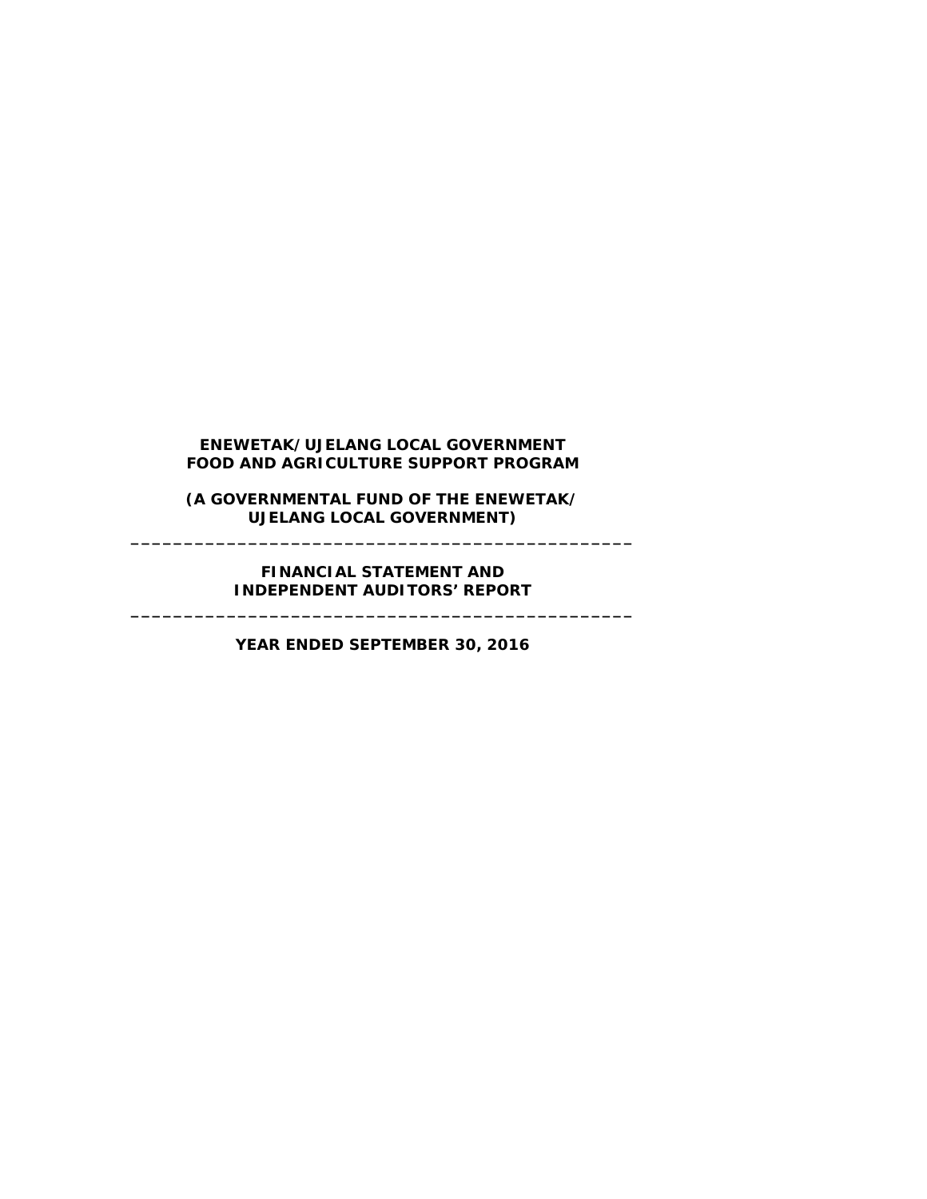**ENEWETAK/UJELANG LOCAL GOVERNMENT**
**FOOD AND AGRICULTURE SUPPORT PROGRAM**

**(A GOVERNMENTAL FUND OF THE ENEWETAK/**
**UJELANG LOCAL GOVERNMENT)**

---

**FINANCIAL STATEMENT AND**
**INDEPENDENT AUDITORS' REPORT**

---

**YEAR ENDED SEPTEMBER 30, 2016**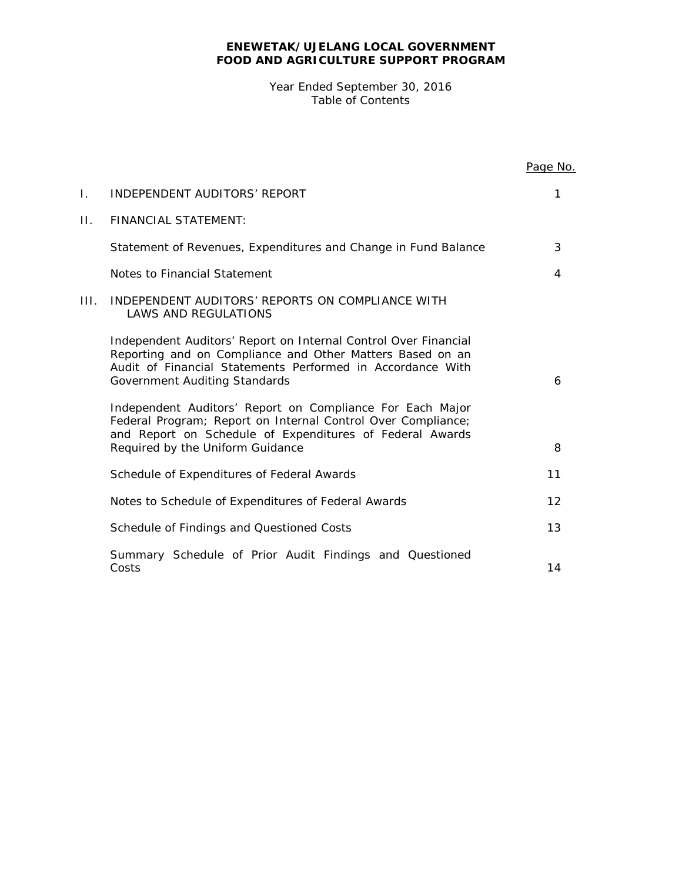**ENEWETAK/UJELANG LOCAL GOVERNMENT**
**FOOD AND AGRICULTURE SUPPORT PROGRAM**

Year Ended September 30, 2016
Table of Contents

| | | Page No. |
|---|---|---|
| I. | INDEPENDENT AUDITORS' REPORT | 1 |
| II. | FINANCIAL STATEMENT: | |
| | Statement of Revenues, Expenditures and Change in Fund Balance | 3 |
| | Notes to Financial Statement | 4 |
| III. | INDEPENDENT AUDITORS' REPORTS ON COMPLIANCE WITH LAWS AND REGULATIONS | |
| | Independent Auditors' Report on Internal Control Over Financial Reporting and on Compliance and Other Matters Based on an Audit of Financial Statements Performed in Accordance With Government Auditing Standards | 6 |
| | Independent Auditors' Report on Compliance For Each Major Federal Program; Report on Internal Control Over Compliance; and Report on Schedule of Expenditures of Federal Awards Required by the Uniform Guidance | 8 |
| | Schedule of Expenditures of Federal Awards | 11 |
| | Notes to Schedule of Expenditures of Federal Awards | 12 |
| | Schedule of Findings and Questioned Costs | 13 |
| | Summary Schedule of Prior Audit Findings and Questioned Costs | 14 |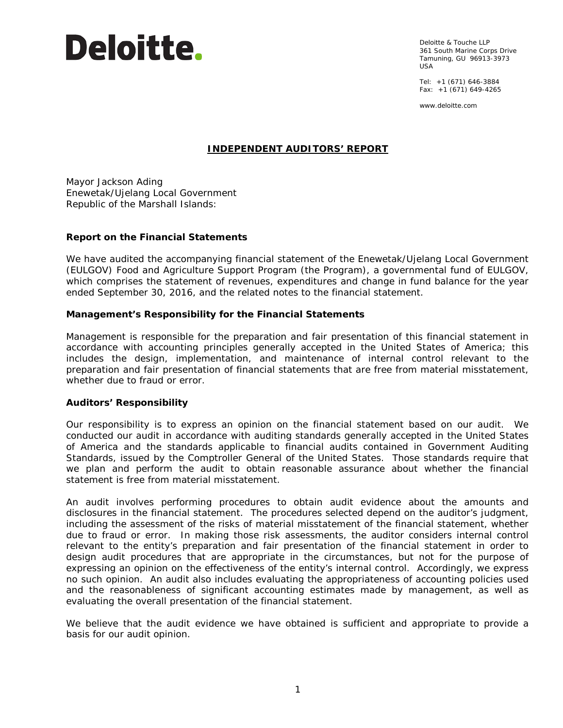**Deloitte.**

Deloitte & Touche LLP
361 South Marine Corps Drive
Tamuning, GU 96913-3973
USA

Tel: +1 (671) 646-3884
Fax: +1 (671) 649-4265

www.deloitte.com

# INDEPENDENT AUDITORS' REPORT

Mayor Jackson Ading
Enewetak/Ujelang Local Government
Republic of the Marshall Islands:

## Report on the Financial Statements

We have audited the accompanying financial statement of the Enewetak/Ujelang Local Government (EULGOV) Food and Agriculture Support Program (the Program), a governmental fund of EULGOV, which comprises the statement of revenues, expenditures and change in fund balance for the year ended September 30, 2016, and the related notes to the financial statement.

## Management's Responsibility for the Financial Statements

Management is responsible for the preparation and fair presentation of this financial statement in accordance with accounting principles generally accepted in the United States of America; this includes the design, implementation, and maintenance of internal control relevant to the preparation and fair presentation of financial statements that are free from material misstatement, whether due to fraud or error.

## Auditors' Responsibility

Our responsibility is to express an opinion on the financial statement based on our audit. We conducted our audit in accordance with auditing standards generally accepted in the United States of America and the standards applicable to financial audits contained in Government Auditing Standards, issued by the Comptroller General of the United States. Those standards require that we plan and perform the audit to obtain reasonable assurance about whether the financial statement is free from material misstatement.

An audit involves performing procedures to obtain audit evidence about the amounts and disclosures in the financial statement. The procedures selected depend on the auditor's judgment, including the assessment of the risks of material misstatement of the financial statement, whether due to fraud or error. In making those risk assessments, the auditor considers internal control relevant to the entity's preparation and fair presentation of the financial statement in order to design audit procedures that are appropriate in the circumstances, but not for the purpose of expressing an opinion on the effectiveness of the entity's internal control. Accordingly, we express no such opinion. An audit also includes evaluating the appropriateness of accounting policies used and the reasonableness of significant accounting estimates made by management, as well as evaluating the overall presentation of the financial statement.

We believe that the audit evidence we have obtained is sufficient and appropriate to provide a basis for our audit opinion.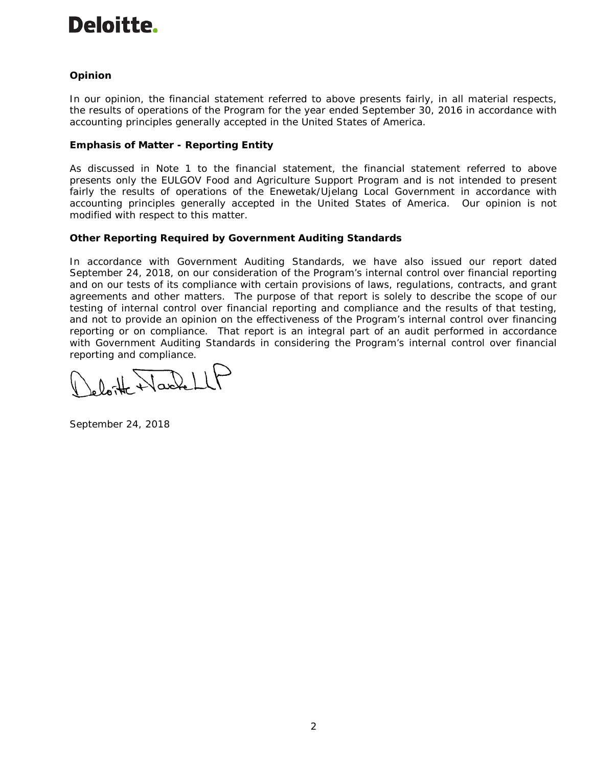**Opinion**

In our opinion, the financial statement referred to above presents fairly, in all material respects, the results of operations of the Program for the year ended September 30, 2016 in accordance with accounting principles generally accepted in the United States of America.

**Emphasis of Matter - Reporting Entity**

As discussed in Note 1 to the financial statement, the financial statement referred to above presents only the EULGOV Food and Agriculture Support Program and is not intended to present fairly the results of operations of the Enewetak/Ujelang Local Government in accordance with accounting principles generally accepted in the United States of America. Our opinion is not modified with respect to this matter.

**Other Reporting Required by Government Auditing Standards**

In accordance with Government Auditing Standards, we have also issued our report dated September 24, 2018, on our consideration of the Program's internal control over financial reporting and on our tests of its compliance with certain provisions of laws, regulations, contracts, and grant agreements and other matters. The purpose of that report is solely to describe the scope of our testing of internal control over financial reporting and compliance and the results of that testing, and not to provide an opinion on the effectiveness of the Program's internal control over financing reporting or on compliance. That report is an integral part of an audit performed in accordance with Government Auditing Standards in considering the Program's internal control over financial reporting and compliance.

Deloitte + Touche LLP

September 24, 2018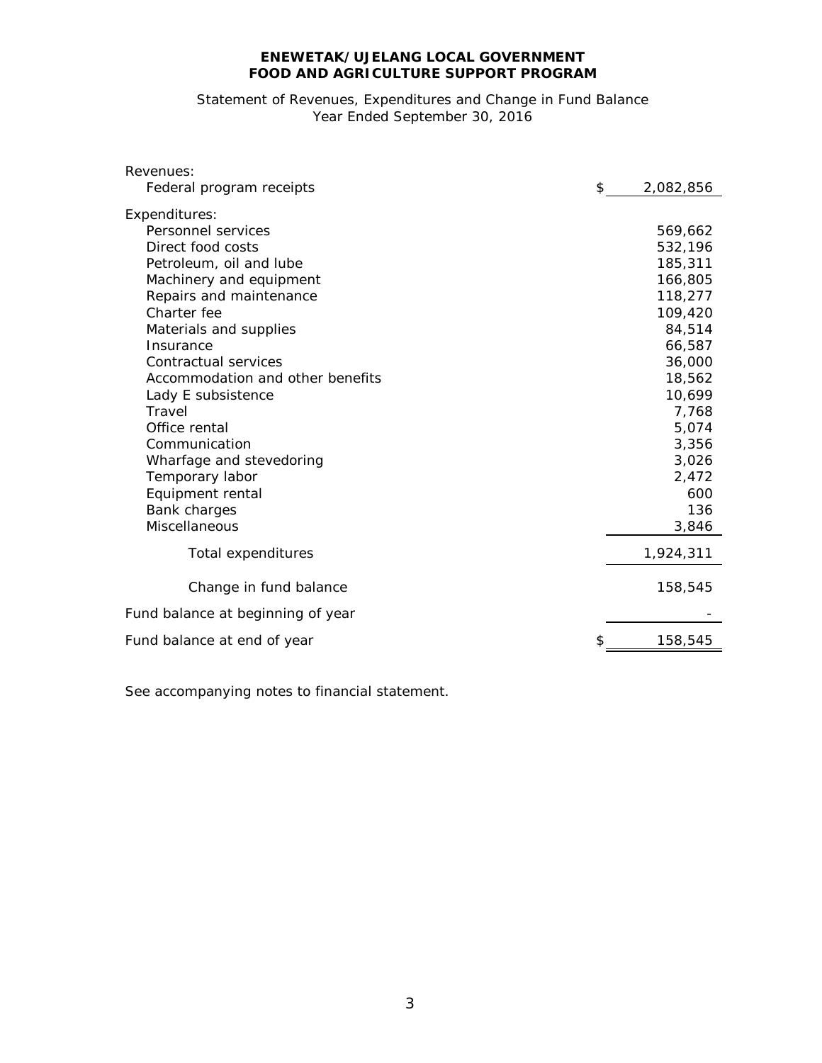# ENEWETAK/UJELANG LOCAL GOVERNMENT
## FOOD AND AGRICULTURE SUPPORT PROGRAM

Statement of Revenues, Expenditures and Change in Fund Balance
Year Ended September 30, 2016

| | |
|---|---|
| Revenues: | |
| Federal program receipts | $ 2,082,856 |
| Expenditures: | |
| Personnel services | 569,662 |
| Direct food costs | 532,196 |
| Petroleum, oil and lube | 185,311 |
| Machinery and equipment | 166,805 |
| Repairs and maintenance | 118,277 |
| Charter fee | 109,420 |
| Materials and supplies | 84,514 |
| Insurance | 66,587 |
| Contractual services | 36,000 |
| Accommodation and other benefits | 18,562 |
| Lady E subsistence | 10,699 |
| Travel | 7,768 |
| Office rental | 5,074 |
| Communication | 3,356 |
| Wharfage and stevedoring | 3,026 |
| Temporary labor | 2,472 |
| Equipment rental | 600 |
| Bank charges | 136 |
| Miscellaneous | 3,846 |
| Total expenditures | 1,924,311 |
| Change in fund balance | 158,545 |
| Fund balance at beginning of year | - |
| Fund balance at end of year | $ 158,545 |

See accompanying notes to financial statement.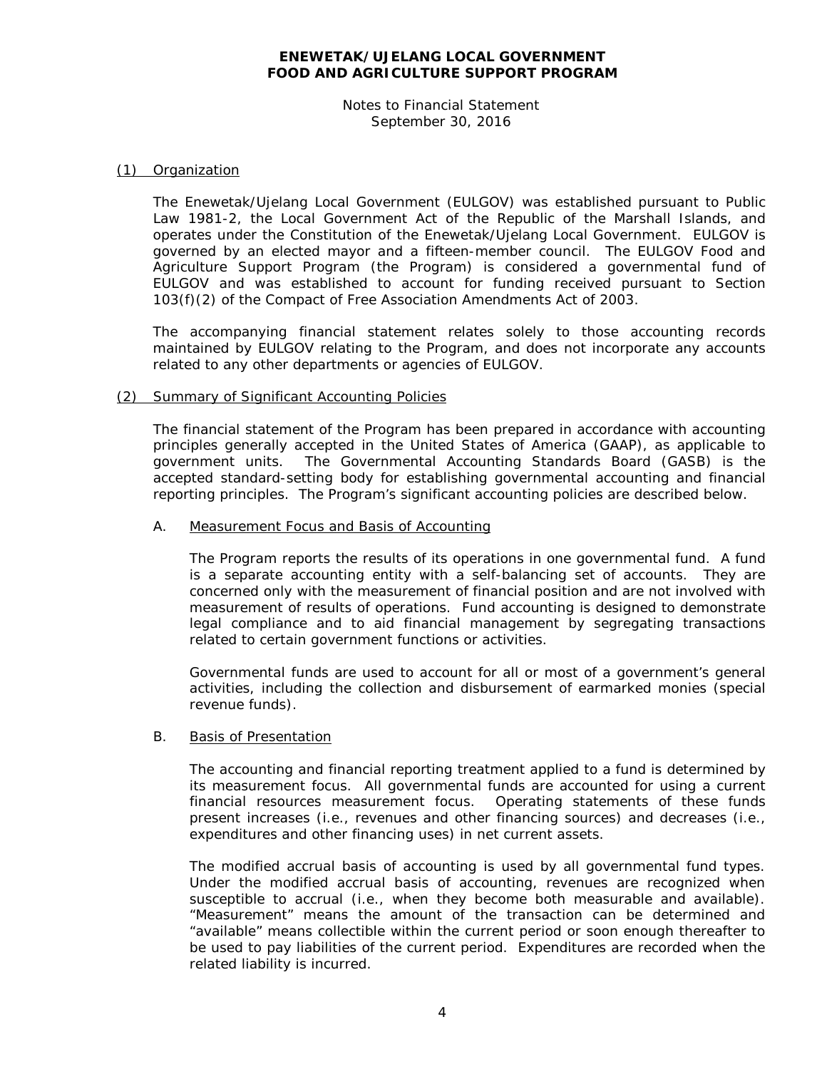**ENEWETAK/UJELANG LOCAL GOVERNMENT**
**FOOD AND AGRICULTURE SUPPORT PROGRAM**

Notes to Financial Statement
September 30, 2016

## (1) Organization

The Enewetak/Ujelang Local Government (EULGOV) was established pursuant to Public Law 1981-2, the Local Government Act of the Republic of the Marshall Islands, and operates under the Constitution of the Enewetak/Ujelang Local Government. EULGOV is governed by an elected mayor and a fifteen-member council. The EULGOV Food and Agriculture Support Program (the Program) is considered a governmental fund of EULGOV and was established to account for funding received pursuant to Section 103(f)(2) of the Compact of Free Association Amendments Act of 2003.

The accompanying financial statement relates solely to those accounting records maintained by EULGOV relating to the Program, and does not incorporate any accounts related to any other departments or agencies of EULGOV.

## (2) Summary of Significant Accounting Policies

The financial statement of the Program has been prepared in accordance with accounting principles generally accepted in the United States of America (GAAP), as applicable to government units. The Governmental Accounting Standards Board (GASB) is the accepted standard-setting body for establishing governmental accounting and financial reporting principles. The Program's significant accounting policies are described below.

### A. Measurement Focus and Basis of Accounting

The Program reports the results of its operations in one governmental fund. A fund is a separate accounting entity with a self-balancing set of accounts. They are concerned only with the measurement of financial position and are not involved with measurement of results of operations. Fund accounting is designed to demonstrate legal compliance and to aid financial management by segregating transactions related to certain government functions or activities.

Governmental funds are used to account for all or most of a government's general activities, including the collection and disbursement of earmarked monies (special revenue funds).

### B. Basis of Presentation

The accounting and financial reporting treatment applied to a fund is determined by its measurement focus. All governmental funds are accounted for using a current financial resources measurement focus. Operating statements of these funds present increases (i.e., revenues and other financing sources) and decreases (i.e., expenditures and other financing uses) in net current assets.

The modified accrual basis of accounting is used by all governmental fund types. Under the modified accrual basis of accounting, revenues are recognized when susceptible to accrual (i.e., when they become both measurable and available). "Measurement" means the amount of the transaction can be determined and "available" means collectible within the current period or soon enough thereafter to be used to pay liabilities of the current period. Expenditures are recorded when the related liability is incurred.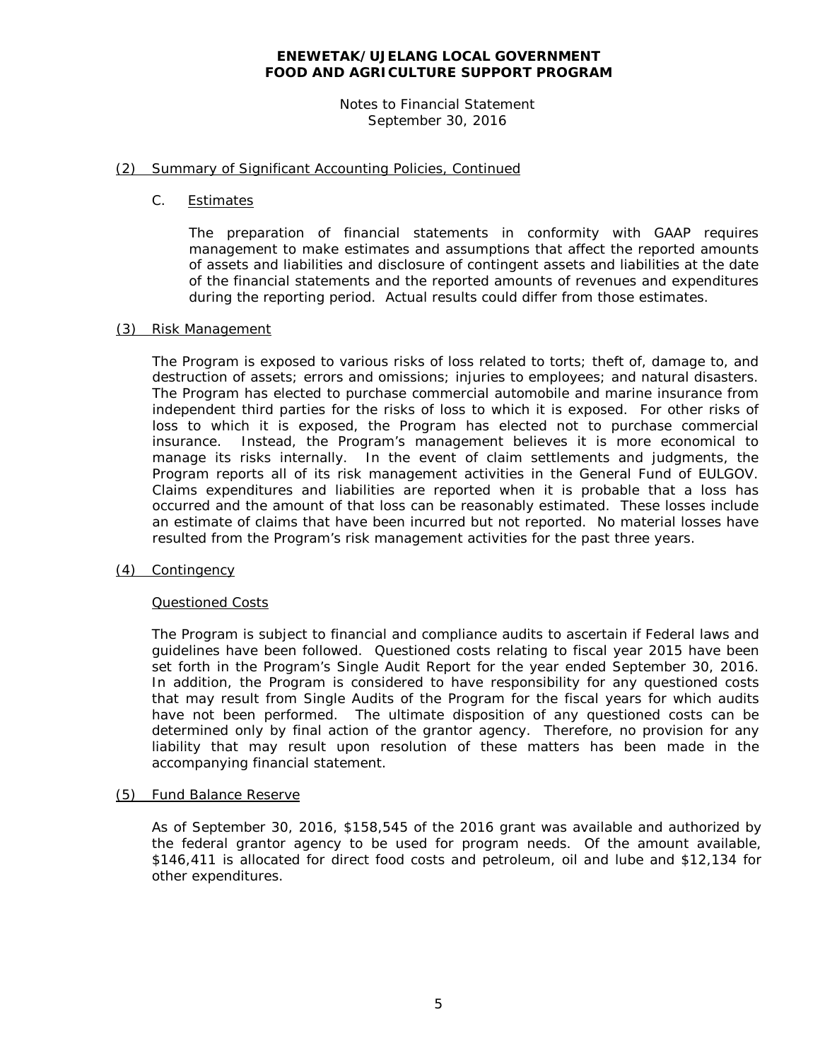# ENEWETAK/UJELANG LOCAL GOVERNMENT
# FOOD AND AGRICULTURE SUPPORT PROGRAM

Notes to Financial Statement
September 30, 2016

## (2) Summary of Significant Accounting Policies, Continued

### C. Estimates

The preparation of financial statements in conformity with GAAP requires management to make estimates and assumptions that affect the reported amounts of assets and liabilities and disclosure of contingent assets and liabilities at the date of the financial statements and the reported amounts of revenues and expenditures during the reporting period. Actual results could differ from those estimates.

## (3) Risk Management

The Program is exposed to various risks of loss related to torts; theft of, damage to, and destruction of assets; errors and omissions; injuries to employees; and natural disasters. The Program has elected to purchase commercial automobile and marine insurance from independent third parties for the risks of loss to which it is exposed. For other risks of loss to which it is exposed, the Program has elected not to purchase commercial insurance. Instead, the Program's management believes it is more economical to manage its risks internally. In the event of claim settlements and judgments, the Program reports all of its risk management activities in the General Fund of EULGOV. Claims expenditures and liabilities are reported when it is probable that a loss has occurred and the amount of that loss can be reasonably estimated. These losses include an estimate of claims that have been incurred but not reported. No material losses have resulted from the Program's risk management activities for the past three years.

## (4) Contingency

### Questioned Costs

The Program is subject to financial and compliance audits to ascertain if Federal laws and guidelines have been followed. Questioned costs relating to fiscal year 2015 have been set forth in the Program's Single Audit Report for the year ended September 30, 2016. In addition, the Program is considered to have responsibility for any questioned costs that may result from Single Audits of the Program for the fiscal years for which audits have not been performed. The ultimate disposition of any questioned costs can be determined only by final action of the grantor agency. Therefore, no provision for any liability that may result upon resolution of these matters has been made in the accompanying financial statement.

## (5) Fund Balance Reserve

As of September 30, 2016, $158,545 of the 2016 grant was available and authorized by the federal grantor agency to be used for program needs. Of the amount available, $146,411 is allocated for direct food costs and petroleum, oil and lube and $12,134 for other expenditures.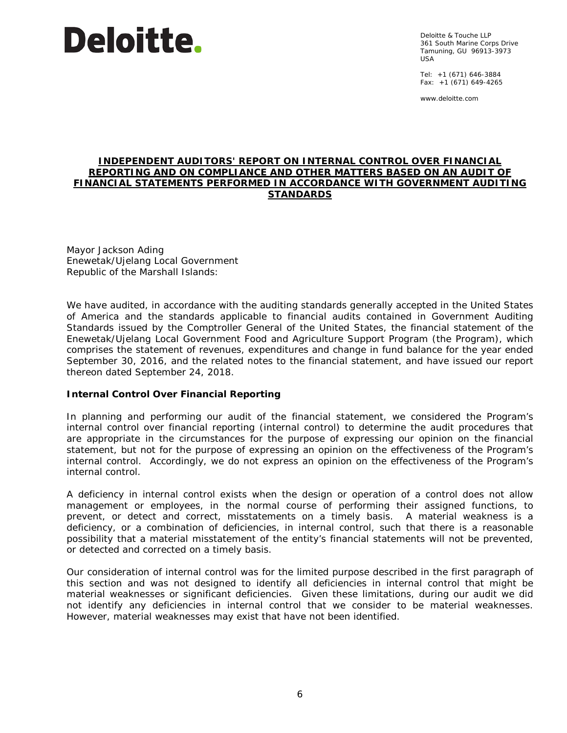**Deloitte.**

Deloitte & Touche LLP
361 South Marine Corps Drive
Tamuning, GU 96913-3973
USA

Tel: +1 (671) 646-3884
Fax: +1 (671) 649-4265

www.deloitte.com

# INDEPENDENT AUDITORS' REPORT ON INTERNAL CONTROL OVER FINANCIAL REPORTING AND ON COMPLIANCE AND OTHER MATTERS BASED ON AN AUDIT OF FINANCIAL STATEMENTS PERFORMED IN ACCORDANCE WITH GOVERNMENT AUDITING STANDARDS

Mayor Jackson Ading
Enewetak/Ujelang Local Government
Republic of the Marshall Islands:

We have audited, in accordance with the auditing standards generally accepted in the United States of America and the standards applicable to financial audits contained in Government Auditing Standards issued by the Comptroller General of the United States, the financial statement of the Enewetak/Ujelang Local Government Food and Agriculture Support Program (the Program), which comprises the statement of revenues, expenditures and change in fund balance for the year ended September 30, 2016, and the related notes to the financial statement, and have issued our report thereon dated September 24, 2018.

**Internal Control Over Financial Reporting**

In planning and performing our audit of the financial statement, we considered the Program's internal control over financial reporting (internal control) to determine the audit procedures that are appropriate in the circumstances for the purpose of expressing our opinion on the financial statement, but not for the purpose of expressing an opinion on the effectiveness of the Program's internal control. Accordingly, we do not express an opinion on the effectiveness of the Program's internal control.

A deficiency in internal control exists when the design or operation of a control does not allow management or employees, in the normal course of performing their assigned functions, to prevent, or detect and correct, misstatements on a timely basis. A material weakness is a deficiency, or a combination of deficiencies, in internal control, such that there is a reasonable possibility that a material misstatement of the entity's financial statements will not be prevented, or detected and corrected on a timely basis.

Our consideration of internal control was for the limited purpose described in the first paragraph of this section and was not designed to identify all deficiencies in internal control that might be material weaknesses or significant deficiencies. Given these limitations, during our audit we did not identify any deficiencies in internal control that we consider to be material weaknesses. However, material weaknesses may exist that have not been identified.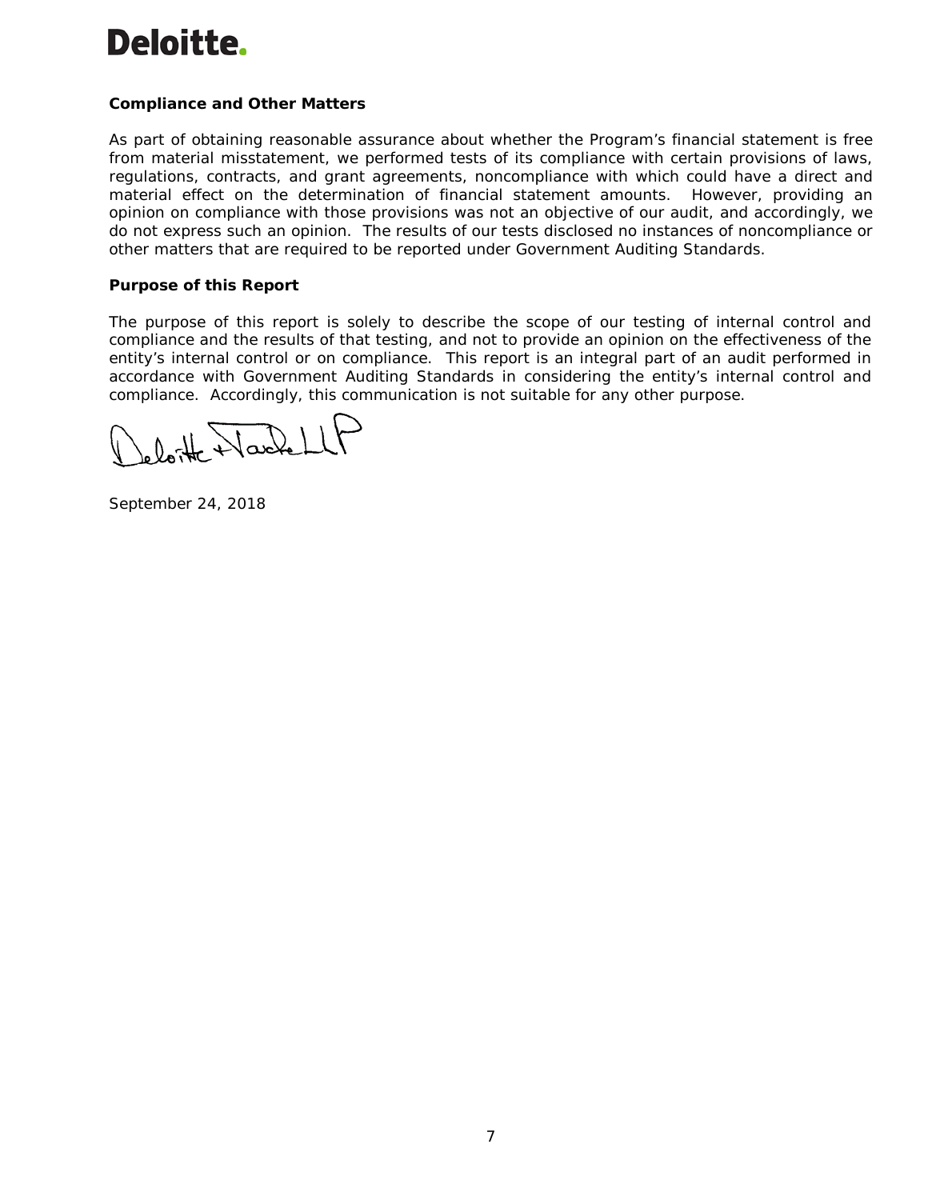### Compliance and Other Matters

As part of obtaining reasonable assurance about whether the Program's financial statement is free from material misstatement, we performed tests of its compliance with certain provisions of laws, regulations, contracts, and grant agreements, noncompliance with which could have a direct and material effect on the determination of financial statement amounts. However, providing an opinion on compliance with those provisions was not an objective of our audit, and accordingly, we do not express such an opinion. The results of our tests disclosed no instances of noncompliance or other matters that are required to be reported under *Government Auditing Standards*.

### Purpose of this Report

The purpose of this report is solely to describe the scope of our testing of internal control and compliance and the results of that testing, and not to provide an opinion on the effectiveness of the entity's internal control or on compliance. This report is an integral part of an audit performed in accordance with *Government Auditing Standards* in considering the entity's internal control and compliance. Accordingly, this communication is not suitable for any other purpose.

Deloitte & Touche LLP

September 24, 2018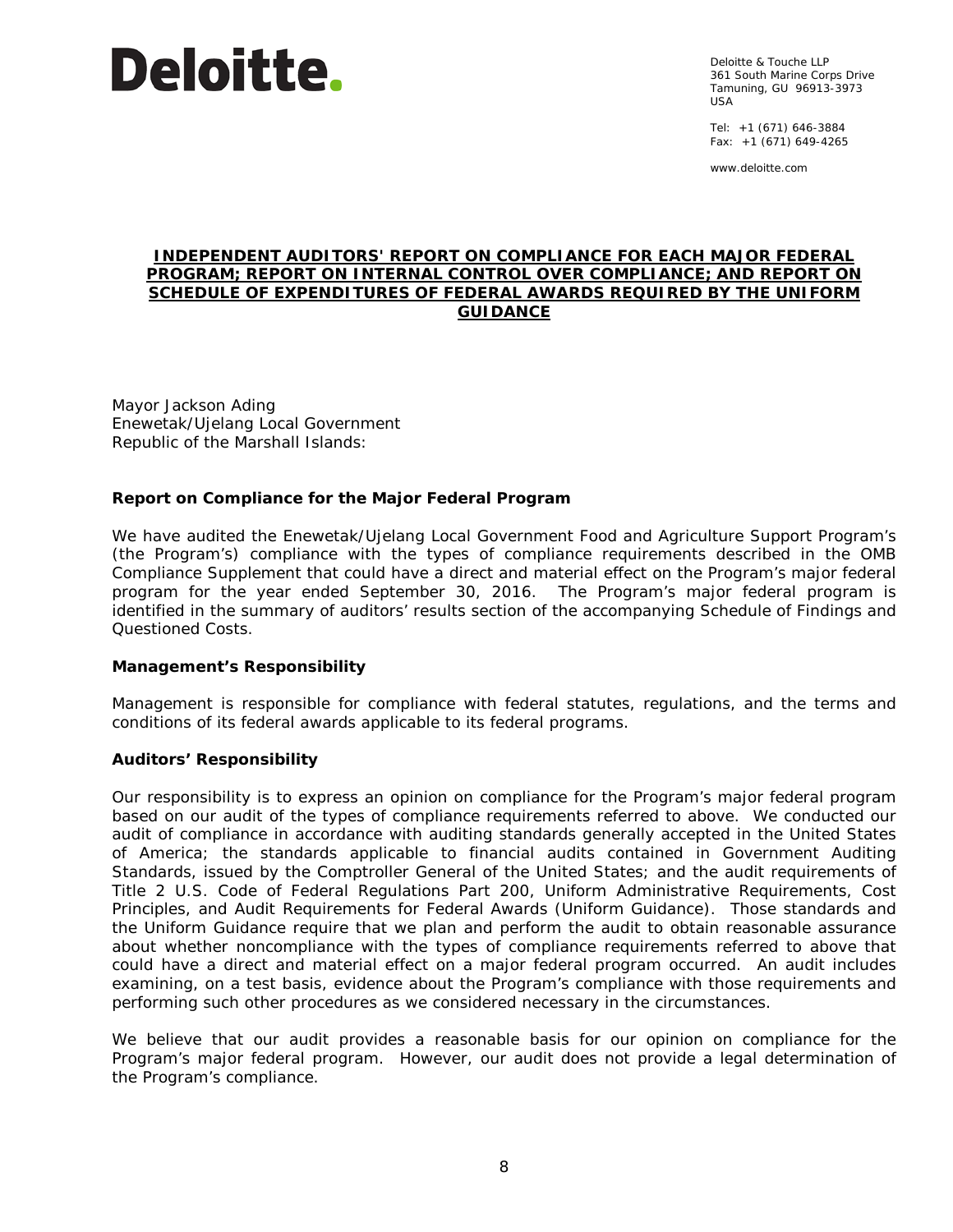Deloitte.

Deloitte & Touche LLP
361 South Marine Corps Drive
Tamuning, GU 96913-3973
USA

Tel: +1 (671) 646-3884
Fax: +1 (671) 649-4265

www.deloitte.com

# INDEPENDENT AUDITORS' REPORT ON COMPLIANCE FOR EACH MAJOR FEDERAL PROGRAM; REPORT ON INTERNAL CONTROL OVER COMPLIANCE; AND REPORT ON SCHEDULE OF EXPENDITURES OF FEDERAL AWARDS REQUIRED BY THE UNIFORM GUIDANCE

Mayor Jackson Ading
Enewetak/Ujelang Local Government
Republic of the Marshall Islands:

**Report on Compliance for the Major Federal Program**

We have audited the Enewetak/Ujelang Local Government Food and Agriculture Support Program's (the Program's) compliance with the types of compliance requirements described in the OMB Compliance Supplement that could have a direct and material effect on the Program's major federal program for the year ended September 30, 2016. The Program's major federal program is identified in the summary of auditors' results section of the accompanying Schedule of Findings and Questioned Costs.

**Management's Responsibility**

Management is responsible for compliance with federal statutes, regulations, and the terms and conditions of its federal awards applicable to its federal programs.

**Auditors' Responsibility**

Our responsibility is to express an opinion on compliance for the Program's major federal program based on our audit of the types of compliance requirements referred to above. We conducted our audit of compliance in accordance with auditing standards generally accepted in the United States of America; the standards applicable to financial audits contained in Government Auditing Standards, issued by the Comptroller General of the United States; and the audit requirements of Title 2 U.S. Code of Federal Regulations Part 200, Uniform Administrative Requirements, Cost Principles, and Audit Requirements for Federal Awards (Uniform Guidance). Those standards and the Uniform Guidance require that we plan and perform the audit to obtain reasonable assurance about whether noncompliance with the types of compliance requirements referred to above that could have a direct and material effect on a major federal program occurred. An audit includes examining, on a test basis, evidence about the Program's compliance with those requirements and performing such other procedures as we considered necessary in the circumstances.

We believe that our audit provides a reasonable basis for our opinion on compliance for the Program's major federal program. However, our audit does not provide a legal determination of the Program's compliance.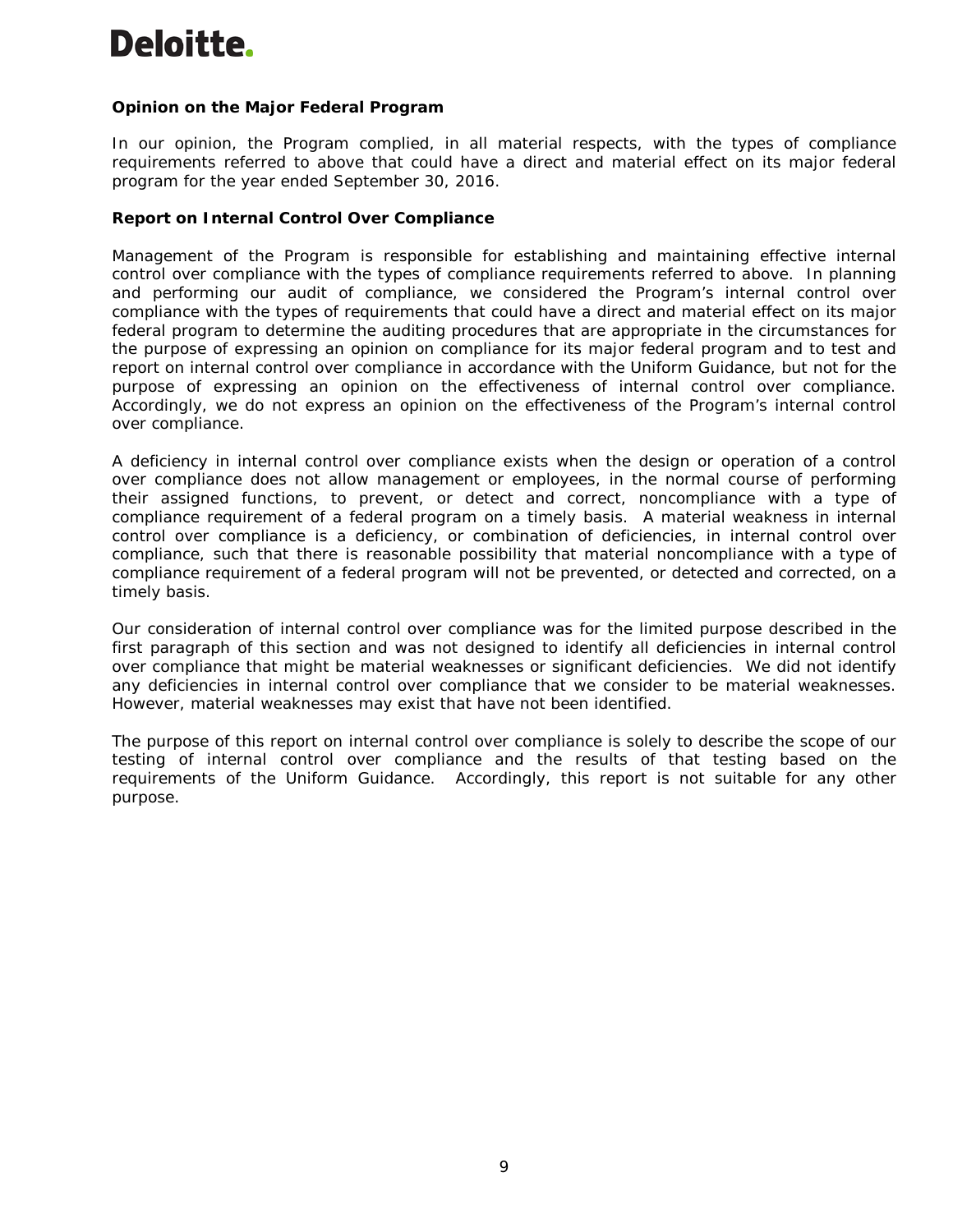**Opinion on the Major Federal Program**

In our opinion, the Program complied, in all material respects, with the types of compliance requirements referred to above that could have a direct and material effect on its major federal program for the year ended September 30, 2016.

**Report on Internal Control Over Compliance**

Management of the Program is responsible for establishing and maintaining effective internal control over compliance with the types of compliance requirements referred to above. In planning and performing our audit of compliance, we considered the Program's internal control over compliance with the types of requirements that could have a direct and material effect on its major federal program to determine the auditing procedures that are appropriate in the circumstances for the purpose of expressing an opinion on compliance for its major federal program and to test and report on internal control over compliance in accordance with the Uniform Guidance, but not for the purpose of expressing an opinion on the effectiveness of internal control over compliance. Accordingly, we do not express an opinion on the effectiveness of the Program's internal control over compliance.

A deficiency in internal control over compliance exists when the design or operation of a control over compliance does not allow management or employees, in the normal course of performing their assigned functions, to prevent, or detect and correct, noncompliance with a type of compliance requirement of a federal program on a timely basis. A material weakness in internal control over compliance is a deficiency, or combination of deficiencies, in internal control over compliance, such that there is reasonable possibility that material noncompliance with a type of compliance requirement of a federal program will not be prevented, or detected and corrected, on a timely basis.

Our consideration of internal control over compliance was for the limited purpose described in the first paragraph of this section and was not designed to identify all deficiencies in internal control over compliance that might be material weaknesses or significant deficiencies. We did not identify any deficiencies in internal control over compliance that we consider to be material weaknesses. However, material weaknesses may exist that have not been identified.

The purpose of this report on internal control over compliance is solely to describe the scope of our testing of internal control over compliance and the results of that testing based on the requirements of the Uniform Guidance. Accordingly, this report is not suitable for any other purpose.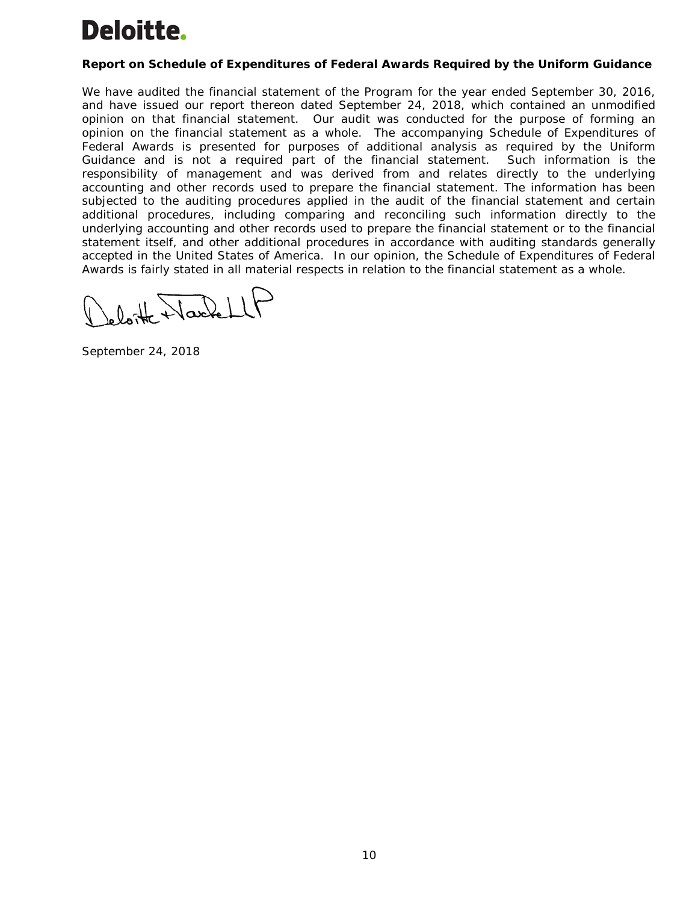# Deloitte.

**Report on Schedule of Expenditures of Federal Awards Required by the Uniform Guidance**

We have audited the financial statement of the Program for the year ended September 30, 2016, and have issued our report thereon dated September 24, 2018, which contained an unmodified opinion on that financial statement. Our audit was conducted for the purpose of forming an opinion on the financial statement as a whole. The accompanying Schedule of Expenditures of Federal Awards is presented for purposes of additional analysis as required by the Uniform Guidance and is not a required part of the financial statement. Such information is the responsibility of management and was derived from and relates directly to the underlying accounting and other records used to prepare the financial statement. The information has been subjected to the auditing procedures applied in the audit of the financial statement and certain additional procedures, including comparing and reconciling such information directly to the underlying accounting and other records used to prepare the financial statement or to the financial statement itself, and other additional procedures in accordance with auditing standards generally accepted in the United States of America. In our opinion, the Schedule of Expenditures of Federal Awards is fairly stated in all material respects in relation to the financial statement as a whole.

Deloitte & Touche LLP

September 24, 2018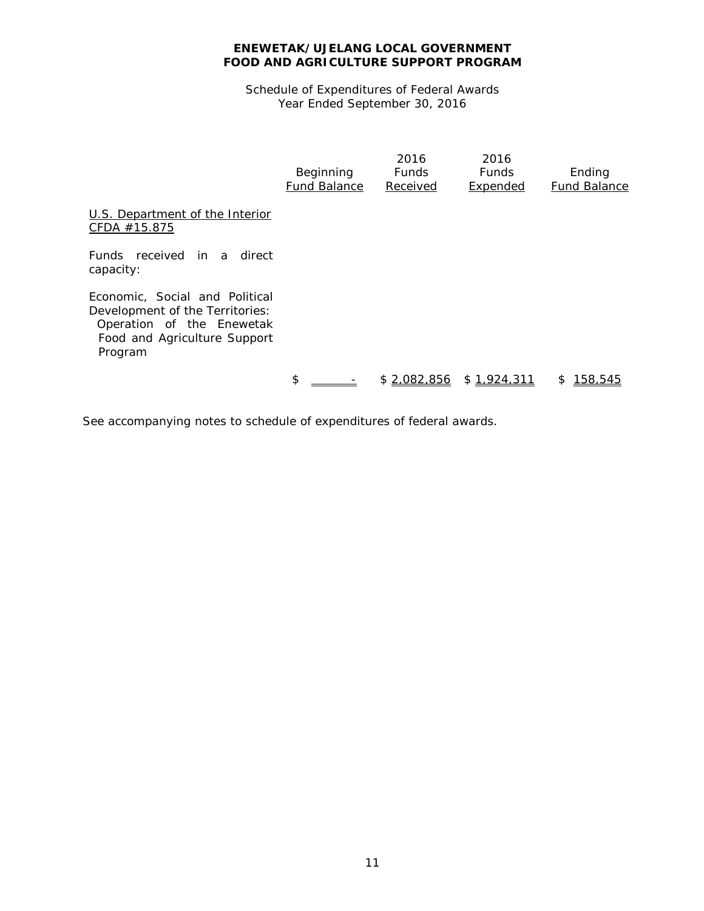**ENEWETAK/UJELANG LOCAL GOVERNMENT**
**FOOD AND AGRICULTURE SUPPORT PROGRAM**

Schedule of Expenditures of Federal Awards
Year Ended September 30, 2016

| | Beginning Fund Balance | 2016 Funds Received | 2016 Funds Expended | Ending Fund Balance |
|---|---|---|---|---|
| U.S. Department of the Interior CFDA #15.875 | | | | |
| Funds received in a direct capacity: | | | | |
| Economic, Social and Political Development of the Territories: Operation of the Enewetak Food and Agriculture Support Program | $ - | $ 2,082,856 | $ 1,924,311 | $ 158,545 |

See accompanying notes to schedule of expenditures of federal awards.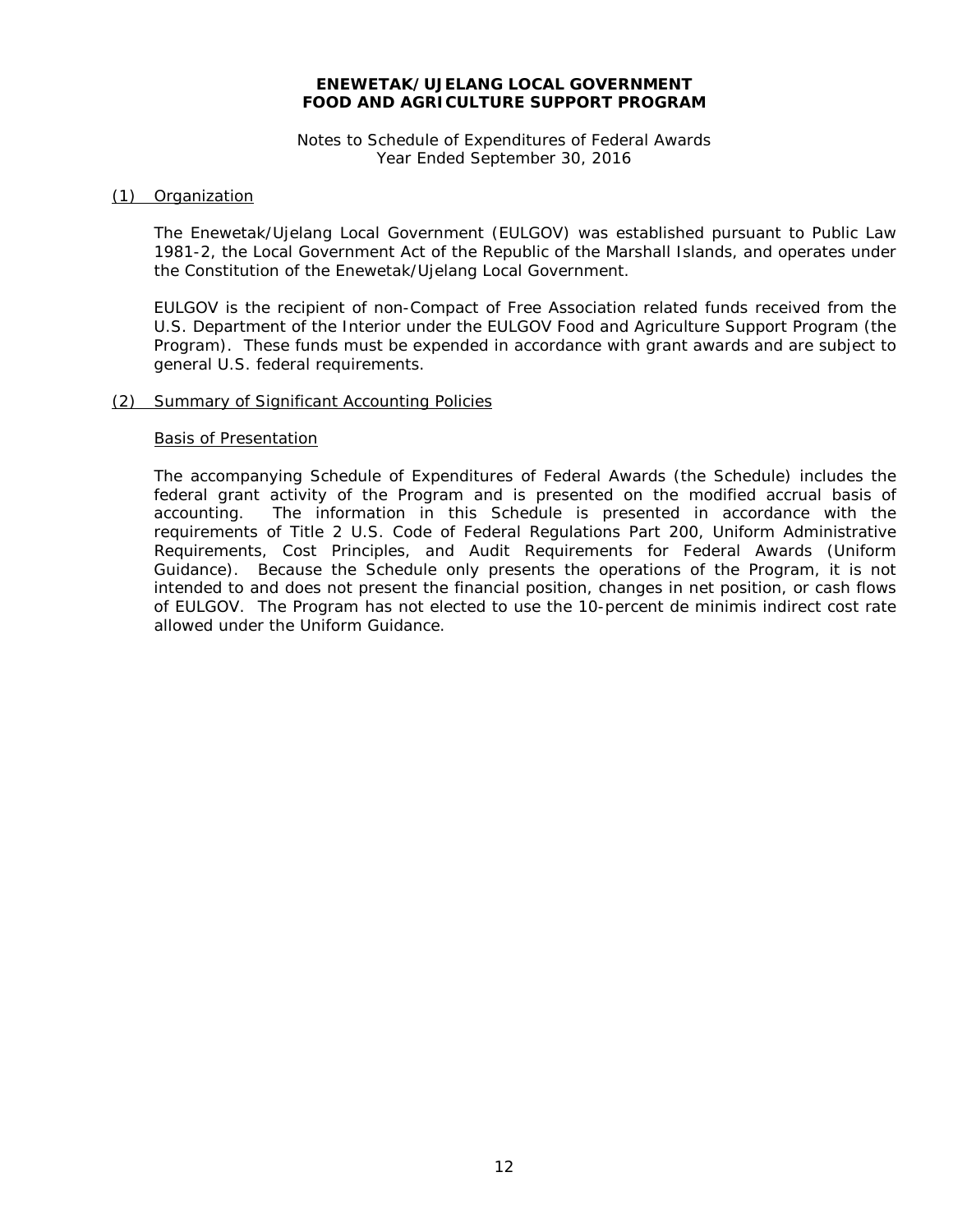**ENEWETAK/UJELANG LOCAL GOVERNMENT**
**FOOD AND AGRICULTURE SUPPORT PROGRAM**

Notes to Schedule of Expenditures of Federal Awards
Year Ended September 30, 2016

## (1) Organization

The Enewetak/Ujelang Local Government (EULGOV) was established pursuant to Public Law 1981-2, the Local Government Act of the Republic of the Marshall Islands, and operates under the Constitution of the Enewetak/Ujelang Local Government.

EULGOV is the recipient of non-Compact of Free Association related funds received from the U.S. Department of the Interior under the EULGOV Food and Agriculture Support Program (the Program). These funds must be expended in accordance with grant awards and are subject to general U.S. federal requirements.

## (2) Summary of Significant Accounting Policies

### Basis of Presentation

The accompanying Schedule of Expenditures of Federal Awards (the Schedule) includes the federal grant activity of the Program and is presented on the modified accrual basis of accounting. The information in this Schedule is presented in accordance with the requirements of Title 2 U.S. Code of Federal Regulations Part 200, Uniform Administrative Requirements, Cost Principles, and Audit Requirements for Federal Awards (Uniform Guidance). Because the Schedule only presents the operations of the Program, it is not intended to and does not present the financial position, changes in net position, or cash flows of EULGOV. The Program has not elected to use the 10-percent de minimis indirect cost rate allowed under the Uniform Guidance.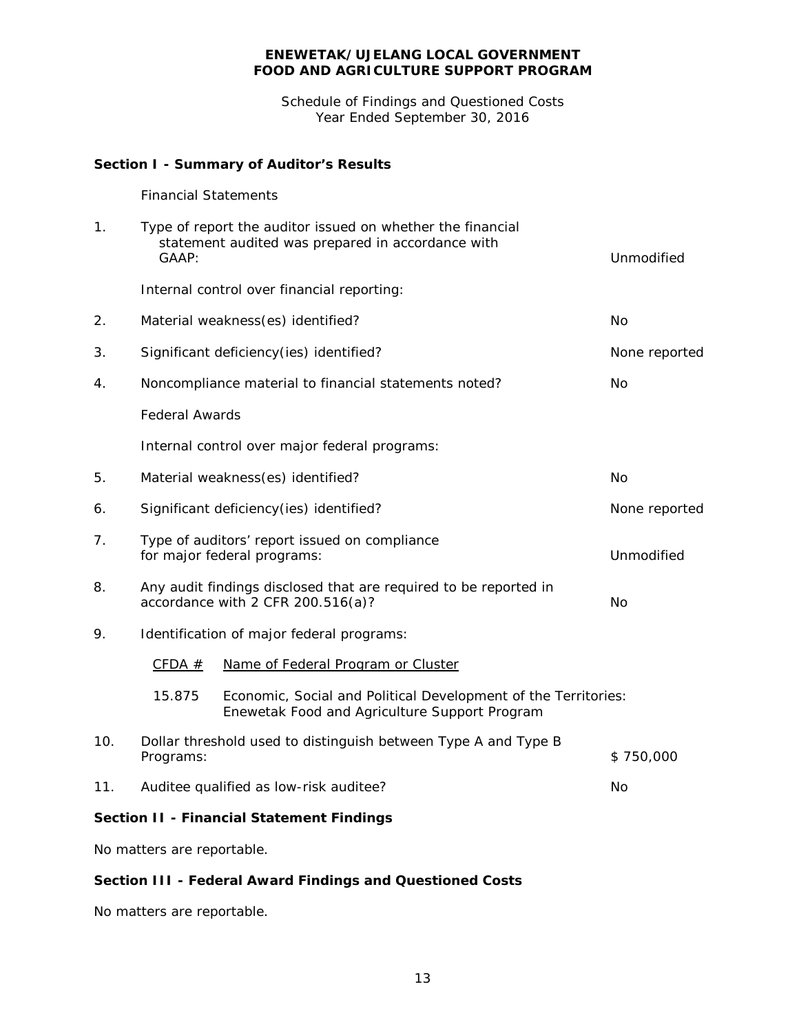**ENEWETAK/UJELANG LOCAL GOVERNMENT**
**FOOD AND AGRICULTURE SUPPORT PROGRAM**

Schedule of Findings and Questioned Costs
Year Ended September 30, 2016

### Section I - Summary of Auditor's Results

Financial Statements

| | | |
|---|---|---|
| 1. | Type of report the auditor issued on whether the financial statement audited was prepared in accordance with GAAP: | Unmodified |
| | Internal control over financial reporting: | |
| 2. | Material weakness(es) identified? | No |
| 3. | Significant deficiency(ies) identified? | None reported |
| 4. | Noncompliance material to financial statements noted? | No |
| | Federal Awards | |
| | Internal control over major federal programs: | |
| 5. | Material weakness(es) identified? | No |
| 6. | Significant deficiency(ies) identified? | None reported |
| 7. | Type of auditors' report issued on compliance for major federal programs: | Unmodified |
| 8. | Any audit findings disclosed that are required to be reported in accordance with 2 CFR 200.516(a)? | No |
| 9. | Identification of major federal programs: | |

| CFDA # | Name of Federal Program or Cluster |
|---|---|
| 15.875 | Economic, Social and Political Development of the Territories: Enewetak Food and Agriculture Support Program |

| | | |
|---|---|---|
| 10. | Dollar threshold used to distinguish between Type A and Type B Programs: | $ 750,000 |
| 11. | Auditee qualified as low-risk auditee? | No |

### Section II - Financial Statement Findings

No matters are reportable.

### Section III - Federal Award Findings and Questioned Costs

No matters are reportable.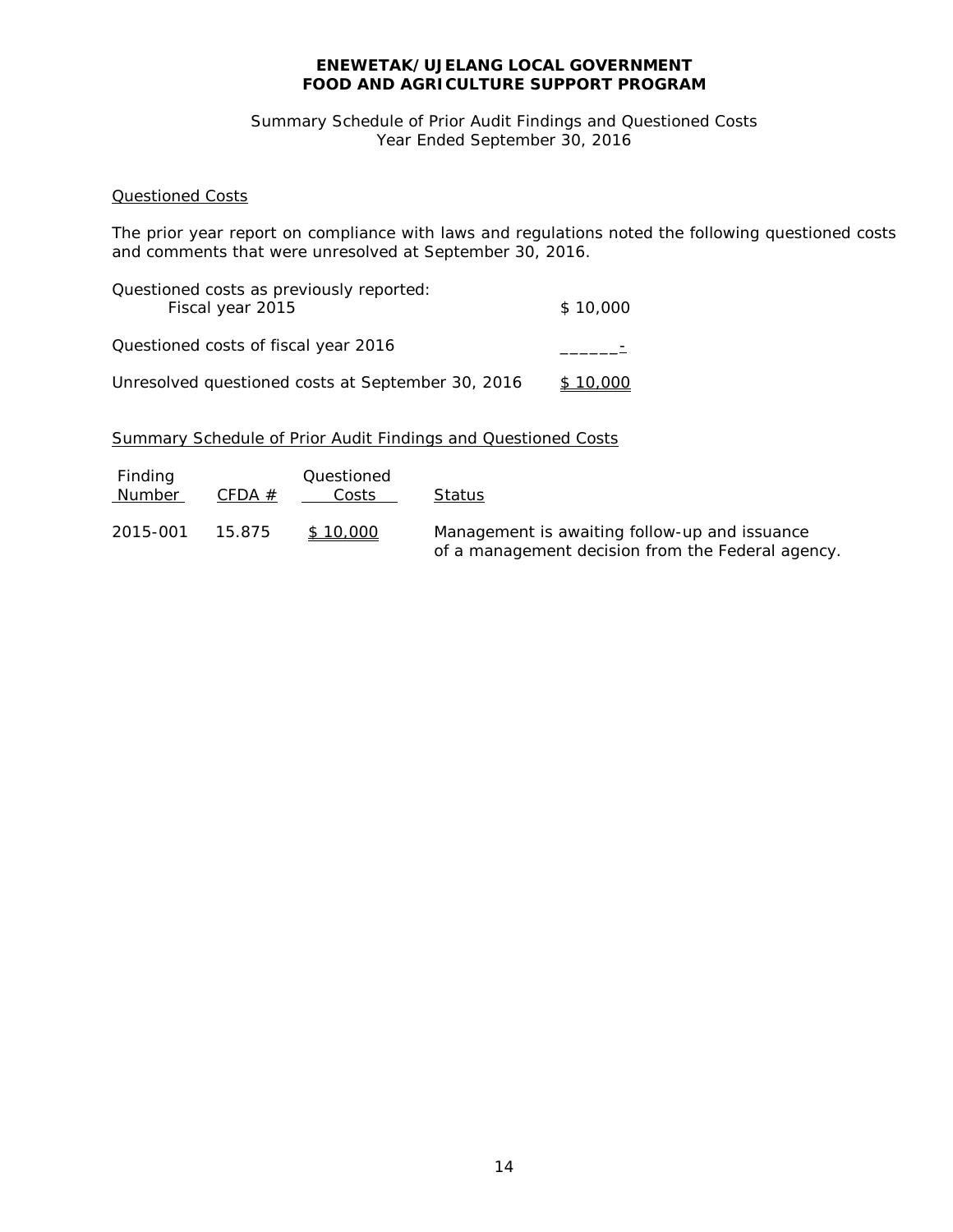**ENEWETAK/UJELANG LOCAL GOVERNMENT**
**FOOD AND AGRICULTURE SUPPORT PROGRAM**

Summary Schedule of Prior Audit Findings and Questioned Costs
Year Ended September 30, 2016

Questioned Costs

The prior year report on compliance with laws and regulations noted the following questioned costs and comments that were unresolved at September 30, 2016.

| | |
|---|---|
| Questioned costs as previously reported: | |
| Fiscal year 2015 | $ 10,000 |
| Questioned costs of fiscal year 2016 | - |
| Unresolved questioned costs at September 30, 2016 | $ 10,000 |

Summary Schedule of Prior Audit Findings and Questioned Costs

| Finding Number | CFDA # | Questioned Costs | Status |
|---|---|---|---|
| 2015-001 | 15.875 | $ 10,000 | Management is awaiting follow-up and issuance of a management decision from the Federal agency. |